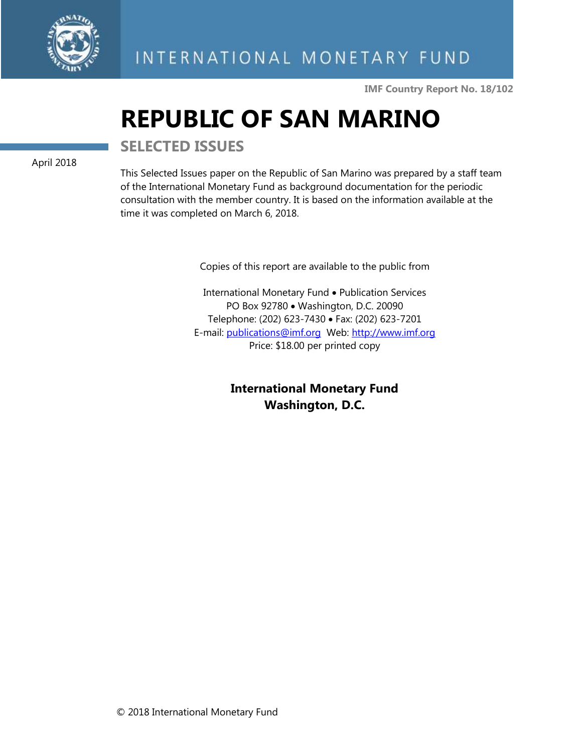INTERNATIONAL MONETARY FUND

**IMF Country Report No. 18/102**

# REPUBLIC OF SAN MARINO

## SELECTED ISSUES

April 2018

This Selected Issues paper on the Republic of San Marino was prepared by a staff team of the International Monetary Fund as background documentation for the periodic consultation with the member country. It is based on the information available at the time it was completed on March 6, 2018.

Copies of this report are available to the public from

International Monetary Fund • Publication Services
PO Box 92780 • Washington, D.C. 20090
Telephone: (202) 623-7430 • Fax: (202) 623-7201
E-mail: publications@imf.org Web: http://www.imf.org
Price: $18.00 per printed copy

**International Monetary Fund**
**Washington, D.C.**

© 2018 International Monetary Fund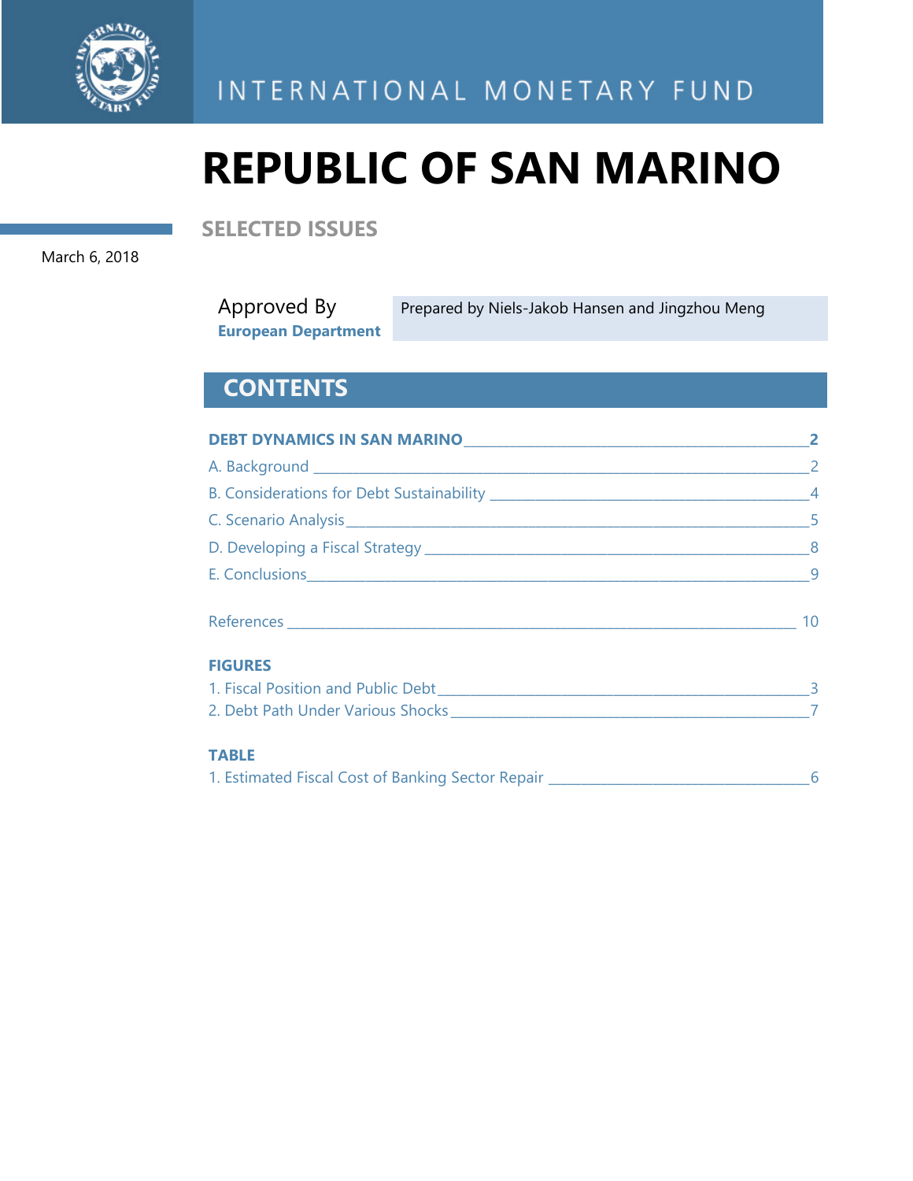INTERNATIONAL MONETARY FUND

# REPUBLIC OF SAN MARINO

## SELECTED ISSUES

March 6, 2018

Approved By
**European Department**

Prepared by Niels-Jakob Hansen and Jingzhou Meng

## CONTENTS

**DEBT DYNAMICS IN SAN MARINO** — **2**

A. Background — 2

B. Considerations for Debt Sustainability — 4

C. Scenario Analysis — 5

D. Developing a Fiscal Strategy — 8

E. Conclusions — 9

References — 10

**FIGURES**

1. Fiscal Position and Public Debt — 3
2. Debt Path Under Various Shocks — 7

**TABLE**

1. Estimated Fiscal Cost of Banking Sector Repair — 6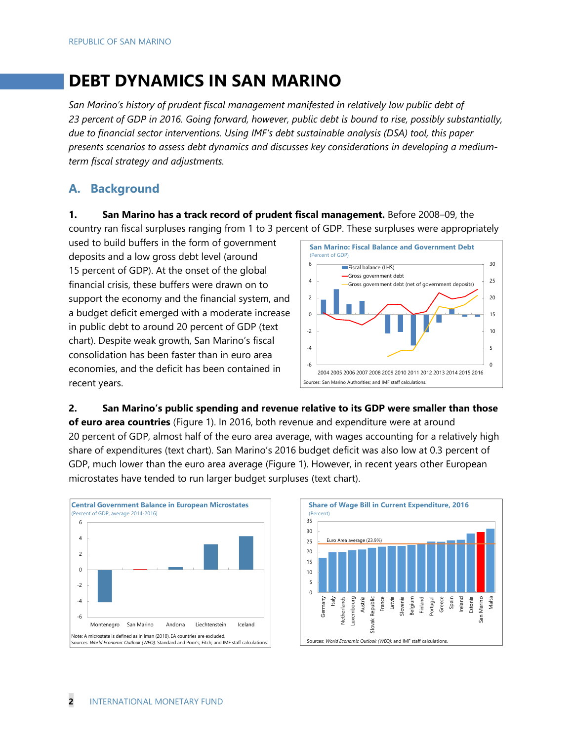# DEBT DYNAMICS IN SAN MARINO

*San Marino's history of prudent fiscal management manifested in relatively low public debt of 23 percent of GDP in 2016. Going forward, however, public debt is bound to rise, possibly substantially, due to financial sector interventions. Using IMF's debt sustainable analysis (DSA) tool, this paper presents scenarios to assess debt dynamics and discusses key considerations in developing a medium-term fiscal strategy and adjustments.*

## A. Background

**1. San Marino has a track record of prudent fiscal management.** Before 2008–09, the country ran fiscal surpluses ranging from 1 to 3 percent of GDP. These surpluses were appropriately used to build buffers in the form of government deposits and a low gross debt level (around 15 percent of GDP). At the onset of the global financial crisis, these buffers were drawn on to support the economy and the financial system, and a budget deficit emerged with a moderate increase in public debt to around 20 percent of GDP (text chart). Despite weak growth, San Marino's fiscal consolidation has been faster than in euro area economies, and the deficit has been contained in recent years.

**San Marino: Fiscal Balance and Government Debt**
(Percent of GDP)

Sources: San Marino Authorities; and IMF staff calculations.

**2. San Marino's public spending and revenue relative to its GDP were smaller than those of euro area countries** (Figure 1). In 2016, both revenue and expenditure were at around 20 percent of GDP, almost half of the euro area average, with wages accounting for a relatively high share of expenditures (text chart). San Marino's 2016 budget deficit was also low at 0.3 percent of GDP, much lower than the euro area average (Figure 1). However, in recent years other European microstates have tended to run larger budget surpluses (text chart).

**Central Government Balance in European Microstates**
(Percent of GDP, average 2014-2016)

Note: A microstate is defined as in Iman (2010). EA countries are excluded.
Sources: *World Economic Outlook (WEO);* Standard and Poor's; Fitch; and IMF staff calculations.

**Share of Wage Bill in Current Expenditure, 2016**
(Percent)

Sources: *World Economic Outlook (WEO);* and IMF staff calculations.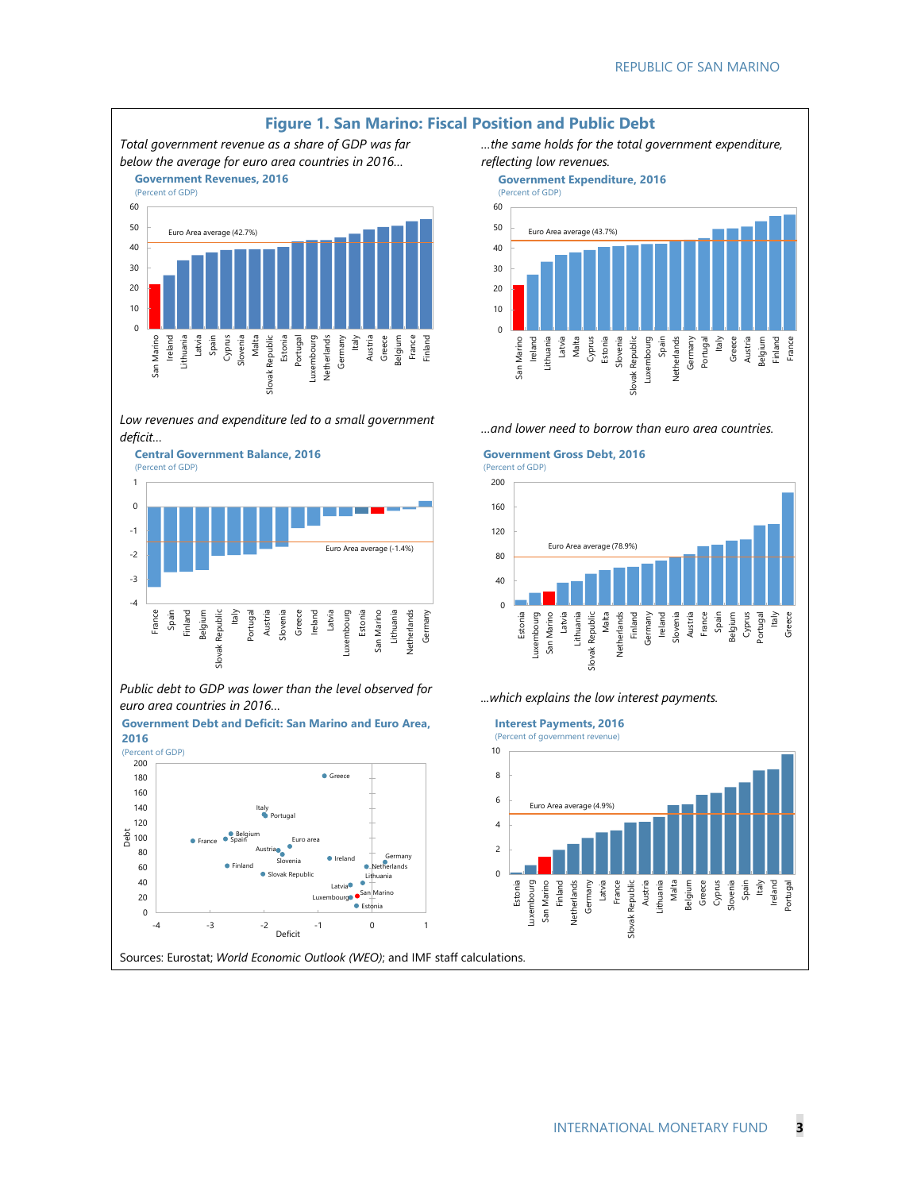## Figure 1. San Marino: Fiscal Position and Public Debt

*Total government revenue as a share of GDP was far below the average for euro area countries in 2016...*

**Government Revenues, 2016**
(Percent of GDP)

Euro Area average (42.7%)

San Marino, Ireland, Lithuania, Latvia, Spain, Cyprus, Slovenia, Malta, Slovak Republic, Estonia, Portugal, Luxembourg, Germany, Italy, Austria, Greece, Belgium, France, Finland

*...the same holds for the total government expenditure, reflecting low revenues.*

**Government Expenditure, 2016**
(Percent of GDP)

Euro Area average (43.7%)

San Marino, Ireland, Lithuania, Latvia, Malta, Cyprus, Estonia, Slovenia, Slovak Republic, Luxembourg, Spain, Netherlands, Germany, Portugal, Italy, Greece, Austria, Belgium, Finland, France

*Low revenues and expenditure led to a small government deficit...*

**Central Government Balance, 2016**
(Percent of GDP)

Euro Area average (-1.4%)

France, Spain, Finland, Belgium, Slovak Republic, Italy, Portugal, Austria, Slovenia, Greece, Ireland, Latvia, Luxembourg, Estonia, San Marino, Lithuania, Netherlands, Germany

*...and lower need to borrow than euro area countries.*

**Government Gross Debt, 2016**
(Percent of GDP)

Euro Area average (78.9%)

Estonia, Luxembourg, San Marino, Latvia, Lithuania, Slovak Republic, Malta, Netherlands, Finland, Germany, Ireland, Slovenia, Austria, France, Spain, Belgium, Cyprus, Portugal, Italy, Greece

*Public debt to GDP was lower than the level observed for euro area countries in 2016...*

**Government Debt and Deficit: San Marino and Euro Area, 2016**
(Percent of GDP)

Debt (vertical axis); Deficit (horizontal axis)

Greece, Italy, Portugal, Belgium, France, Spain, Euro area, Austria, Slovenia, Ireland, Germany, Netherlands, Finland, Slovak Republic, Lithuania, Latvia, San Marino, Luxembourg, Estonia

*...which explains the low interest payments.*

**Interest Payments, 2016**
(Percent of government revenue)

Euro Area average (4.9%)

Estonia, Luxembourg, San Marino, Finland, Netherlands, Germany, Latvia, France, Slovak Republic, Austria, Lithuania, Malta, Belgium, Greece, Cyprus, Slovenia, Spain, Italy, Ireland, Portugal

Sources: Eurostat; *World Economic Outlook (WEO)*; and IMF staff calculations.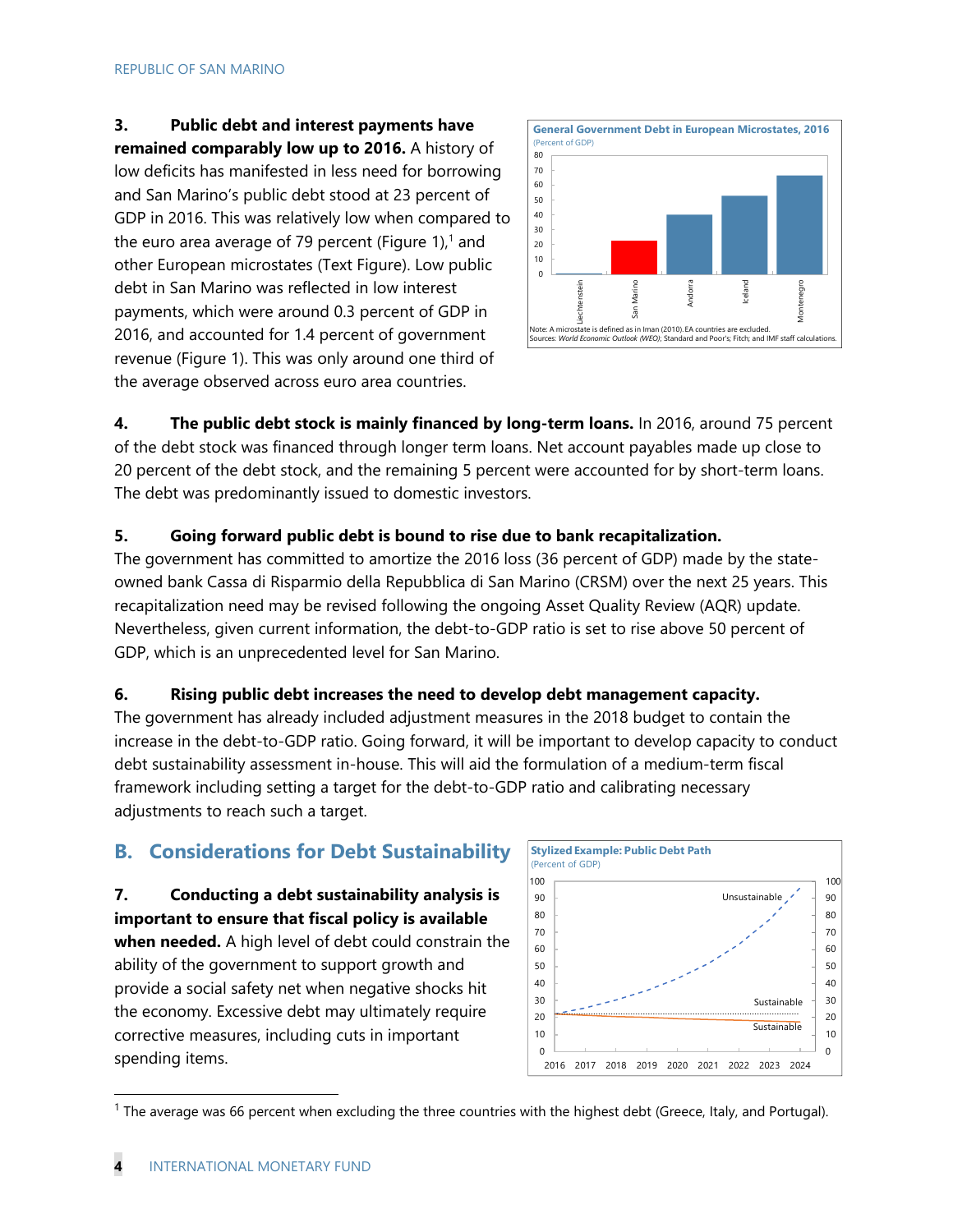**3. Public debt and interest payments have remained comparably low up to 2016.** A history of low deficits has manifested in less need for borrowing and San Marino's public debt stood at 23 percent of GDP in 2016. This was relatively low when compared to the euro area average of 79 percent (Figure 1),[1] and other European microstates (Text Figure). Low public debt in San Marino was reflected in low interest payments, which were around 0.3 percent of GDP in 2016, and accounted for 1.4 percent of government revenue (Figure 1). This was only around one third of the average observed across euro area countries.

**General Government Debt in European Microstates, 2016**
(Percent of GDP)

Note: A microstate is defined as in Iman (2010). EA countries are excluded.
Sources: *World Economic Outlook (WEO)*; Standard and Poor's; Fitch; and IMF staff calculations.

**4. The public debt stock is mainly financed by long-term loans.** In 2016, around 75 percent of the debt stock was financed through longer term loans. Net account payables made up close to 20 percent of the debt stock, and the remaining 5 percent were accounted for by short-term loans. The debt was predominantly issued to domestic investors.

**5. Going forward public debt is bound to rise due to bank recapitalization.** The government has committed to amortize the 2016 loss (36 percent of GDP) made by the state-owned bank Cassa di Risparmio della Repubblica di San Marino (CRSM) over the next 25 years. This recapitalization need may be revised following the ongoing Asset Quality Review (AQR) update. Nevertheless, given current information, the debt-to-GDP ratio is set to rise above 50 percent of GDP, which is an unprecedented level for San Marino.

**6. Rising public debt increases the need to develop debt management capacity.** The government has already included adjustment measures in the 2018 budget to contain the increase in the debt-to-GDP ratio. Going forward, it will be important to develop capacity to conduct debt sustainability assessment in-house. This will aid the formulation of a medium-term fiscal framework including setting a target for the debt-to-GDP ratio and calibrating necessary adjustments to reach such a target.

## B. Considerations for Debt Sustainability

**7. Conducting a debt sustainability analysis is important to ensure that fiscal policy is available when needed.** A high level of debt could constrain the ability of the government to support growth and provide a social safety net when negative shocks hit the economy. Excessive debt may ultimately require corrective measures, including cuts in important spending items.

**Stylized Example: Public Debt Path**
(Percent of GDP)

[1] The average was 66 percent when excluding the three countries with the highest debt (Greece, Italy, and Portugal).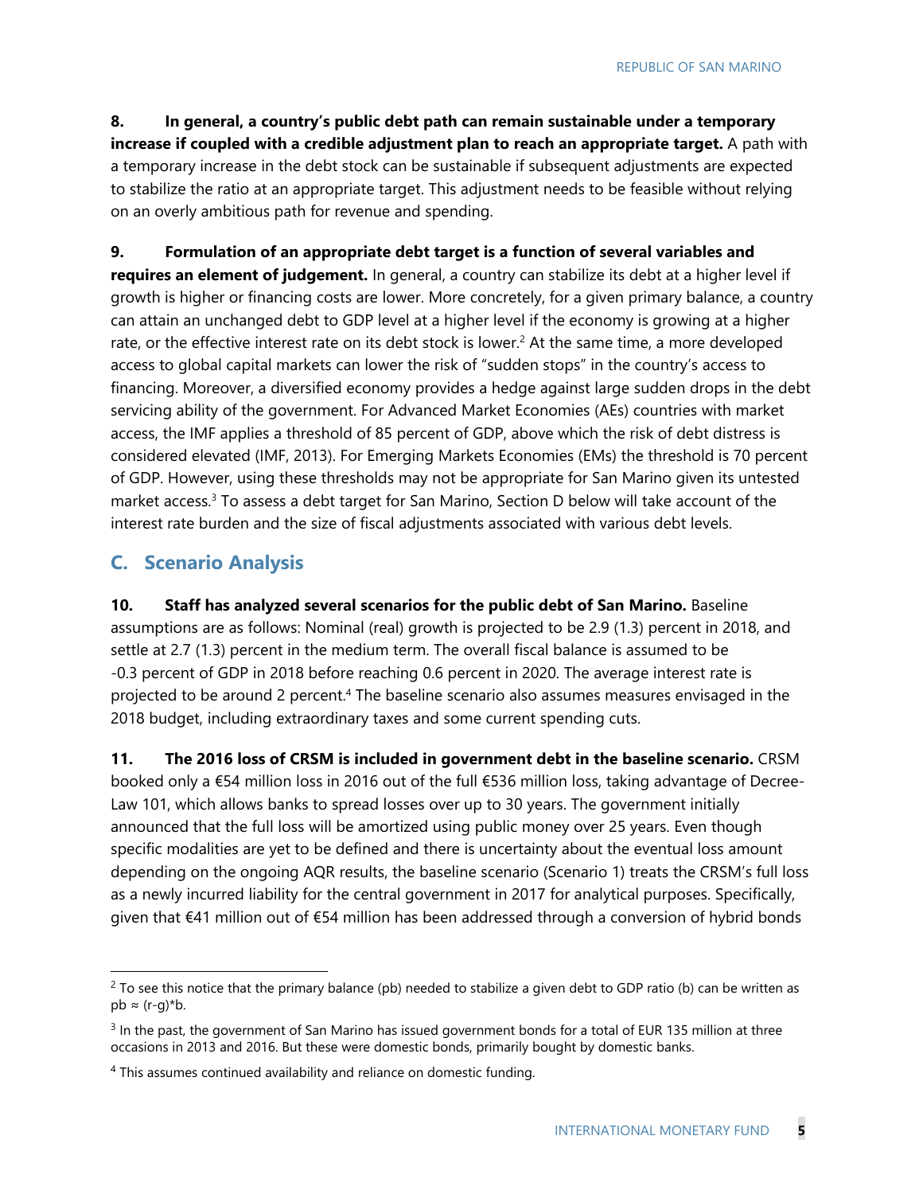**8. In general, a country's public debt path can remain sustainable under a temporary increase if coupled with a credible adjustment plan to reach an appropriate target.** A path with a temporary increase in the debt stock can be sustainable if subsequent adjustments are expected to stabilize the ratio at an appropriate target. This adjustment needs to be feasible without relying on an overly ambitious path for revenue and spending.

**9. Formulation of an appropriate debt target is a function of several variables and requires an element of judgement.** In general, a country can stabilize its debt at a higher level if growth is higher or financing costs are lower. More concretely, for a given primary balance, a country can attain an unchanged debt to GDP level at a higher level if the economy is growing at a higher rate, or the effective interest rate on its debt stock is lower.[2] At the same time, a more developed access to global capital markets can lower the risk of "sudden stops" in the country's access to financing. Moreover, a diversified economy provides a hedge against large sudden drops in the debt servicing ability of the government. For Advanced Market Economies (AEs) countries with market access, the IMF applies a threshold of 85 percent of GDP, above which the risk of debt distress is considered elevated (IMF, 2013). For Emerging Markets Economies (EMs) the threshold is 70 percent of GDP. However, using these thresholds may not be appropriate for San Marino given its untested market access.[3] To assess a debt target for San Marino, Section D below will take account of the interest rate burden and the size of fiscal adjustments associated with various debt levels.

## C. Scenario Analysis

**10. Staff has analyzed several scenarios for the public debt of San Marino.** Baseline assumptions are as follows: Nominal (real) growth is projected to be 2.9 (1.3) percent in 2018, and settle at 2.7 (1.3) percent in the medium term. The overall fiscal balance is assumed to be -0.3 percent of GDP in 2018 before reaching 0.6 percent in 2020. The average interest rate is projected to be around 2 percent.[4] The baseline scenario also assumes measures envisaged in the 2018 budget, including extraordinary taxes and some current spending cuts.

**11. The 2016 loss of CRSM is included in government debt in the baseline scenario.** CRSM booked only a €54 million loss in 2016 out of the full €536 million loss, taking advantage of Decree-Law 101, which allows banks to spread losses over up to 30 years. The government initially announced that the full loss will be amortized using public money over 25 years. Even though specific modalities are yet to be defined and there is uncertainty about the eventual loss amount depending on the ongoing AQR results, the baseline scenario (Scenario 1) treats the CRSM's full loss as a newly incurred liability for the central government in 2017 for analytical purposes. Specifically, given that €41 million out of €54 million has been addressed through a conversion of hybrid bonds

---

[2] To see this notice that the primary balance (pb) needed to stabilize a given debt to GDP ratio (b) can be written as $pb \approx (r-g)*b$.

[3] In the past, the government of San Marino has issued government bonds for a total of EUR 135 million at three occasions in 2013 and 2016. But these were domestic bonds, primarily bought by domestic banks.

[4] This assumes continued availability and reliance on domestic funding.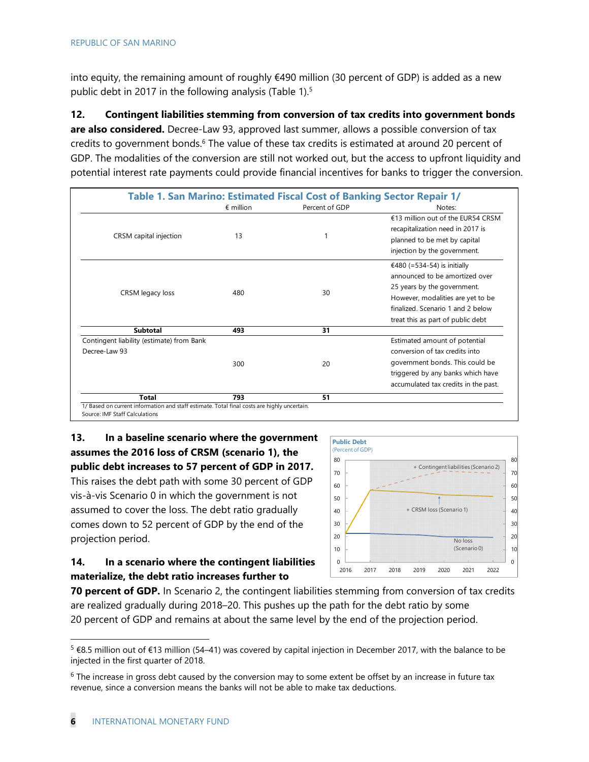into equity, the remaining amount of roughly €490 million (30 percent of GDP) is added as a new public debt in 2017 in the following analysis (Table 1).[5]

**12. Contingent liabilities stemming from conversion of tax credits into government bonds are also considered.** Decree-Law 93, approved last summer, allows a possible conversion of tax credits to government bonds.[6] The value of these tax credits is estimated at around 20 percent of GDP. The modalities of the conversion are still not worked out, but the access to upfront liquidity and potential interest rate payments could provide financial incentives for banks to trigger the conversion.

**Table 1. San Marino: Estimated Fiscal Cost of Banking Sector Repair 1/**

| | € million | Percent of GDP | Notes: |
|---|---|---|---|
| CRSM capital injection | 13 | 1 | €13 million out of the EUR54 CRSM recapitalization need in 2017 is planned to be met by capital injection by the government. |
| CRSM legacy loss | 480 | 30 | €480 (=534-54) is initially announced to be amortized over 25 years by the government. However, modalities are yet to be finalized. Scenario 1 and 2 below treat this as part of public debt |
| **Subtotal** | **493** | **31** | |
| Contingent liability (estimate) from Bank Decree-Law 93 | 300 | 20 | Estimated amount of potential conversion of tax credits into government bonds. This could be triggered by any banks which have accumulated tax credits in the past. |
| **Total** | **793** | **51** | |

1/ Based on current information and staff estimate. Total final costs are highly uncertain.
Source: IMF Staff Calculations

**13. In a baseline scenario where the government assumes the 2016 loss of CRSM (scenario 1), the public debt increases to 57 percent of GDP in 2017.** This raises the debt path with some 30 percent of GDP vis-à-vis Scenario 0 in which the government is not assumed to cover the loss. The debt ratio gradually comes down to 52 percent of GDP by the end of the projection period.

**14. In a scenario where the contingent liabilities materialize, the debt ratio increases further to 70 percent of GDP.** In Scenario 2, the contingent liabilities stemming from conversion of tax credits are realized gradually during 2018–20. This pushes up the path for the debt ratio by some 20 percent of GDP and remains at about the same level by the end of the projection period.

[5] €8.5 million out of €13 million (54–41) was covered by capital injection in December 2017, with the balance to be injected in the first quarter of 2018.

[6] The increase in gross debt caused by the conversion may to some extent be offset by an increase in future tax revenue, since a conversion means the banks will not be able to make tax deductions.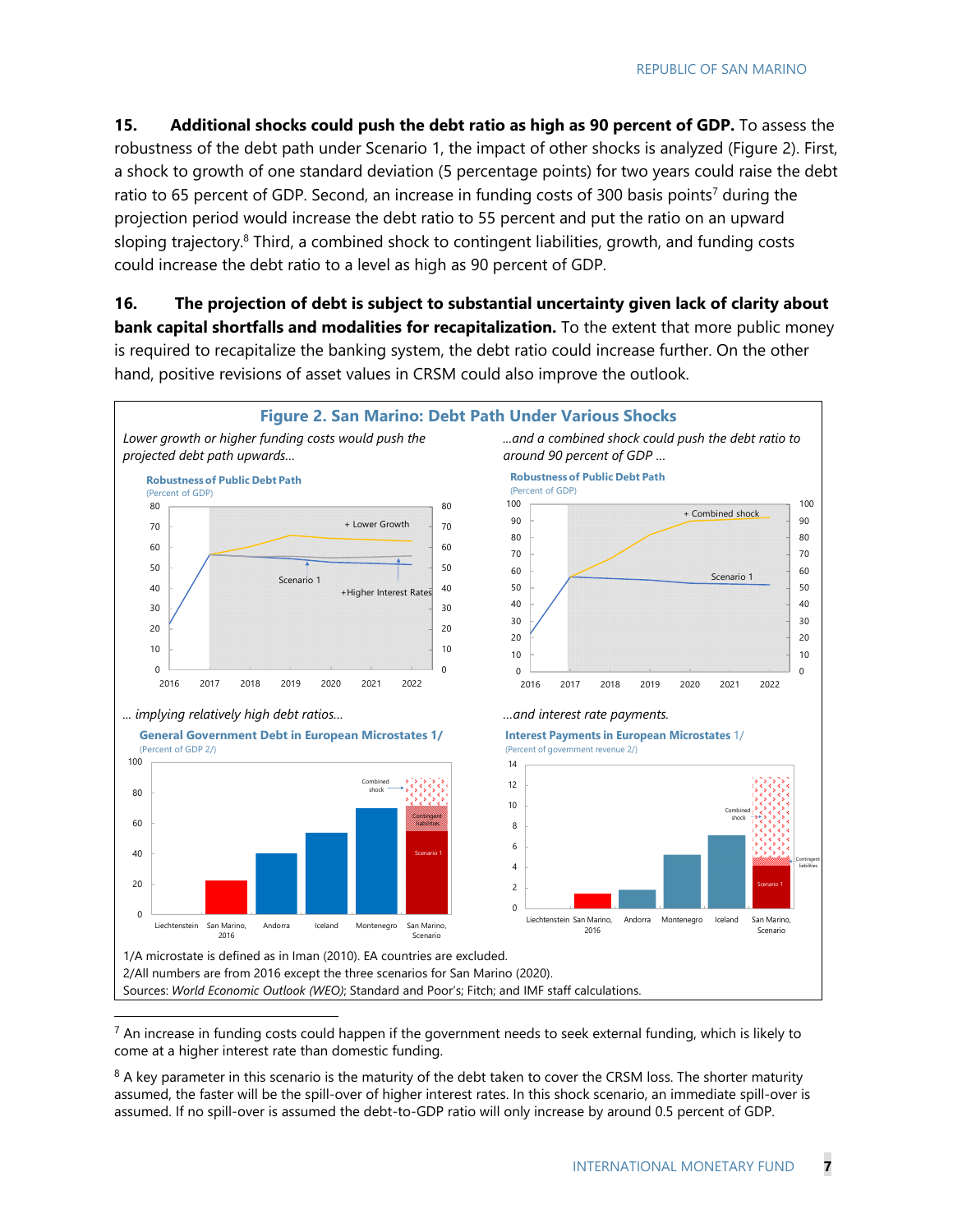**15. Additional shocks could push the debt ratio as high as 90 percent of GDP.** To assess the robustness of the debt path under Scenario 1, the impact of other shocks is analyzed (Figure 2). First, a shock to growth of one standard deviation (5 percentage points) for two years could raise the debt ratio to 65 percent of GDP. Second, an increase in funding costs of 300 basis points[7] during the projection period would increase the debt ratio to 55 percent and put the ratio on an upward sloping trajectory.[8] Third, a combined shock to contingent liabilities, growth, and funding costs could increase the debt ratio to a level as high as 90 percent of GDP.

**16. The projection of debt is subject to substantial uncertainty given lack of clarity about bank capital shortfalls and modalities for recapitalization.** To the extent that more public money is required to recapitalize the banking system, the debt ratio could increase further. On the other hand, positive revisions of asset values in CRSM could also improve the outlook.

**Figure 2. San Marino: Debt Path Under Various Shocks**

*Lower growth or higher funding costs would push the projected debt path upwards…*

*…and a combined shock could push the debt ratio to around 90 percent of GDP …*

*… implying relatively high debt ratios…*

*…and interest rate payments.*

1/A microstate is defined as in Iman (2010). EA countries are excluded.
2/All numbers are from 2016 except the three scenarios for San Marino (2020).
Sources: *World Economic Outlook (WEO)*; Standard and Poor's; Fitch; and IMF staff calculations.

[7] An increase in funding costs could happen if the government needs to seek external funding, which is likely to come at a higher interest rate than domestic funding.

[8] A key parameter in this scenario is the maturity of the debt taken to cover the CRSM loss. The shorter maturity assumed, the faster will be the spill-over of higher interest rates. In this shock scenario, an immediate spill-over is assumed. If no spill-over is assumed the debt-to-GDP ratio will only increase by around 0.5 percent of GDP.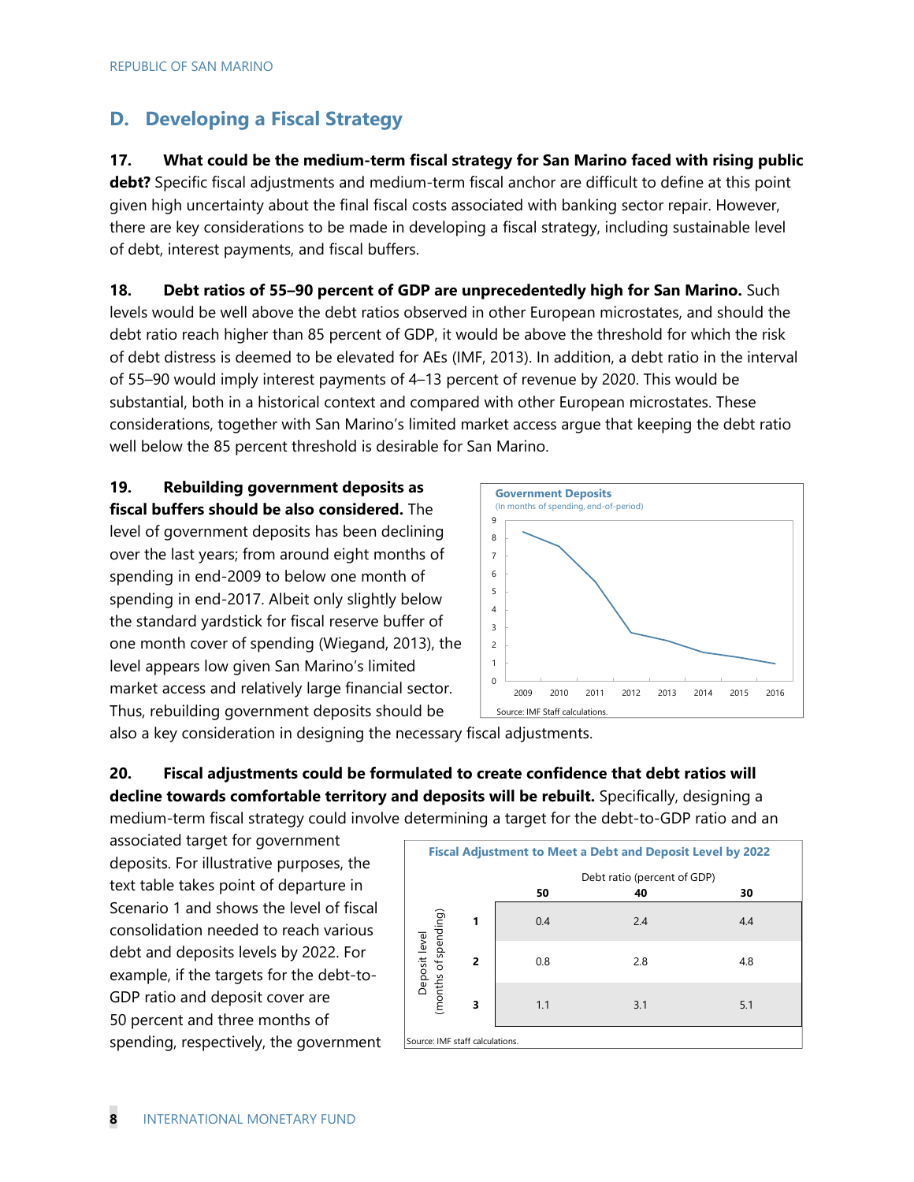## D. Developing a Fiscal Strategy

**17. What could be the medium-term fiscal strategy for San Marino faced with rising public debt?** Specific fiscal adjustments and medium-term fiscal anchor are difficult to define at this point given high uncertainty about the final fiscal costs associated with banking sector repair. However, there are key considerations to be made in developing a fiscal strategy, including sustainable level of debt, interest payments, and fiscal buffers.

**18. Debt ratios of 55–90 percent of GDP are unprecedentedly high for San Marino.** Such levels would be well above the debt ratios observed in other European microstates, and should the debt ratio reach higher than 85 percent of GDP, it would be above the threshold for which the risk of debt distress is deemed to be elevated for AEs (IMF, 2013). In addition, a debt ratio in the interval of 55–90 would imply interest payments of 4–13 percent of revenue by 2020. This would be substantial, both in a historical context and compared with other European microstates. These considerations, together with San Marino's limited market access argue that keeping the debt ratio well below the 85 percent threshold is desirable for San Marino.

**19. Rebuilding government deposits as fiscal buffers should be also considered.** The level of government deposits has been declining over the last years; from around eight months of spending in end-2009 to below one month of spending in end-2017. Albeit only slightly below the standard yardstick for fiscal reserve buffer of one month cover of spending (Wiegand, 2013), the level appears low given San Marino's limited market access and relatively large financial sector. Thus, rebuilding government deposits should be also a key consideration in designing the necessary fiscal adjustments.

**Government Deposits**
(In months of spending, end-of-period)

Source: IMF Staff calculations.

**20. Fiscal adjustments could be formulated to create confidence that debt ratios will decline towards comfortable territory and deposits will be rebuilt.** Specifically, designing a medium-term fiscal strategy could involve determining a target for the debt-to-GDP ratio and an associated target for government deposits. For illustrative purposes, the text table takes point of departure in Scenario 1 and shows the level of fiscal consolidation needed to reach various debt and deposits levels by 2022. For example, if the targets for the debt-to-GDP ratio and deposit cover are 50 percent and three months of spending, respectively, the government

**Fiscal Adjustment to Meet a Debt and Deposit Level by 2022**

| Deposit level (months of spending) | Debt ratio (percent of GDP): 50 | 40 | 30 |
|---|---|---|---|
| 1 | 0.4 | 2.4 | 4.4 |
| 2 | 0.8 | 2.8 | 4.8 |
| 3 | 1.1 | 3.1 | 5.1 |

Source: IMF staff calculations.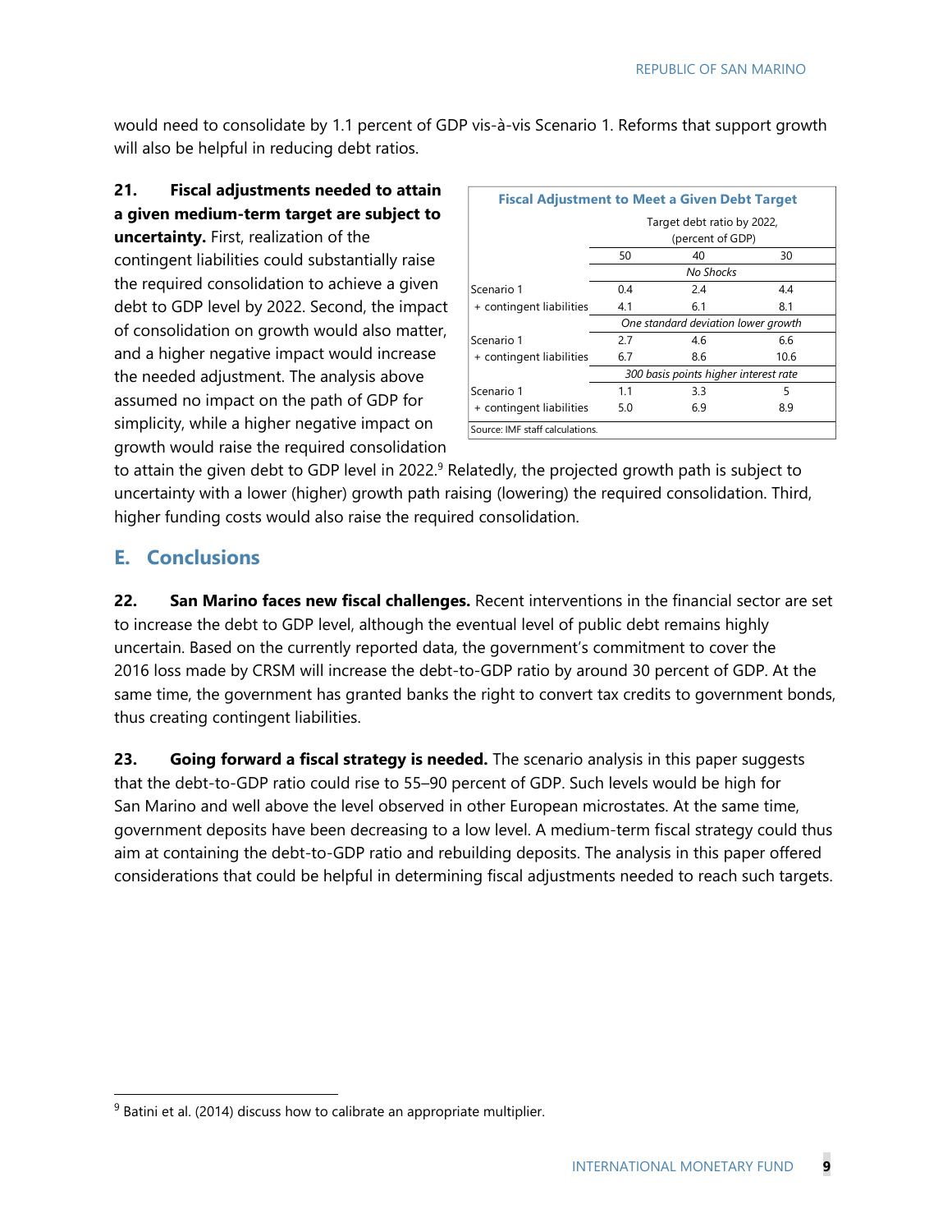would need to consolidate by 1.1 percent of GDP vis-à-vis Scenario 1. Reforms that support growth will also be helpful in reducing debt ratios.

**21. Fiscal adjustments needed to attain a given medium-term target are subject to uncertainty.** First, realization of the contingent liabilities could substantially raise the required consolidation to achieve a given debt to GDP level by 2022. Second, the impact of consolidation on growth would also matter, and a higher negative impact would increase the needed adjustment. The analysis above assumed no impact on the path of GDP for simplicity, while a higher negative impact on growth would raise the required consolidation to attain the given debt to GDP level in 2022.[9] Relatedly, the projected growth path is subject to uncertainty with a lower (higher) growth path raising (lowering) the required consolidation. Third, higher funding costs would also raise the required consolidation.

**Fiscal Adjustment to Meet a Given Debt Target**

| | Target debt ratio by 2022, (percent of GDP) | | |
|---|---|---|---|
| | 50 | 40 | 30 |
| | *No Shocks* | | |
| Scenario 1 | 0.4 | 2.4 | 4.4 |
| + contingent liabilities | 4.1 | 6.1 | 8.1 |
| | *One standard deviation lower growth* | | |
| Scenario 1 | 2.7 | 4.6 | 6.6 |
| + contingent liabilities | 6.7 | 8.6 | 10.6 |
| | *300 basis points higher interest rate* | | |
| Scenario 1 | 1.1 | 3.3 | 5 |
| + contingent liabilities | 5.0 | 6.9 | 8.9 |

Source: IMF staff calculations.

## E. Conclusions

**22. San Marino faces new fiscal challenges.** Recent interventions in the financial sector are set to increase the debt to GDP level, although the eventual level of public debt remains highly uncertain. Based on the currently reported data, the government's commitment to cover the 2016 loss made by CRSM will increase the debt-to-GDP ratio by around 30 percent of GDP. At the same time, the government has granted banks the right to convert tax credits to government bonds, thus creating contingent liabilities.

**23. Going forward a fiscal strategy is needed.** The scenario analysis in this paper suggests that the debt-to-GDP ratio could rise to 55–90 percent of GDP. Such levels would be high for San Marino and well above the level observed in other European microstates. At the same time, government deposits have been decreasing to a low level. A medium-term fiscal strategy could thus aim at containing the debt-to-GDP ratio and rebuilding deposits. The analysis in this paper offered considerations that could be helpful in determining fiscal adjustments needed to reach such targets.

---

[9] Batini et al. (2014) discuss how to calibrate an appropriate multiplier.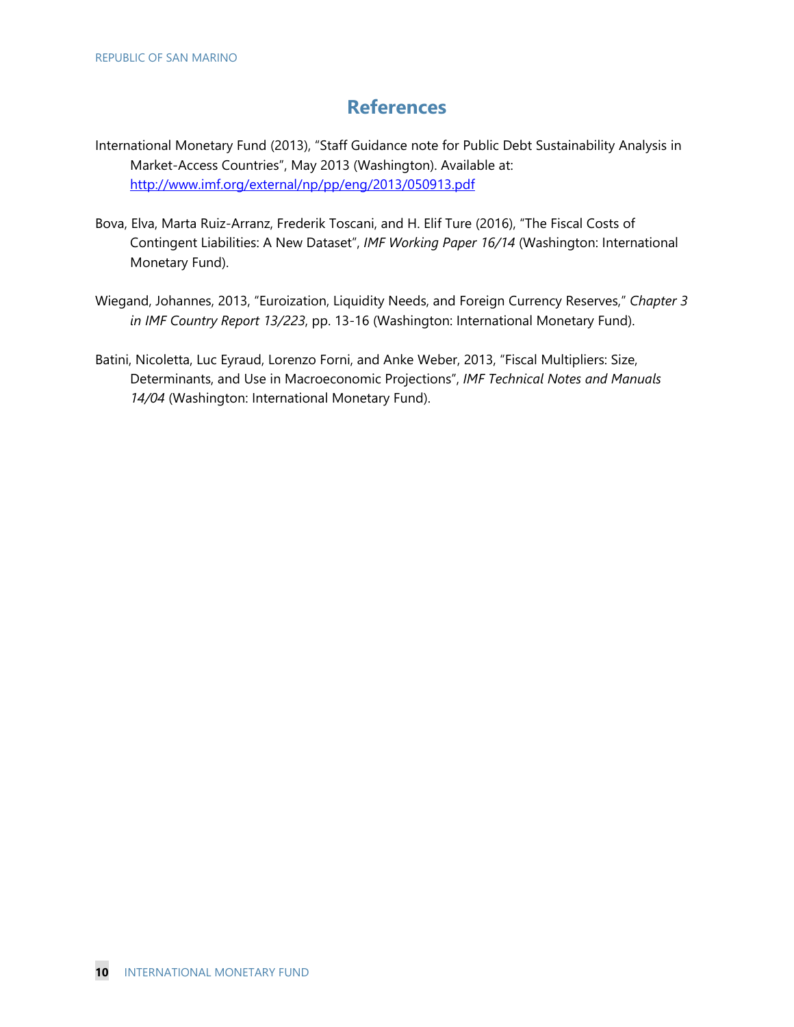## References

International Monetary Fund (2013), "Staff Guidance note for Public Debt Sustainability Analysis in Market-Access Countries", May 2013 (Washington). Available at: http://www.imf.org/external/np/pp/eng/2013/050913.pdf

Bova, Elva, Marta Ruiz-Arranz, Frederik Toscani, and H. Elif Ture (2016), "The Fiscal Costs of Contingent Liabilities: A New Dataset", *IMF Working Paper 16/14* (Washington: International Monetary Fund).

Wiegand, Johannes, 2013, "Euroization, Liquidity Needs, and Foreign Currency Reserves," *Chapter 3 in IMF Country Report 13/223*, pp. 13-16 (Washington: International Monetary Fund).

Batini, Nicoletta, Luc Eyraud, Lorenzo Forni, and Anke Weber, 2013, "Fiscal Multipliers: Size, Determinants, and Use in Macroeconomic Projections", *IMF Technical Notes and Manuals 14/04* (Washington: International Monetary Fund).